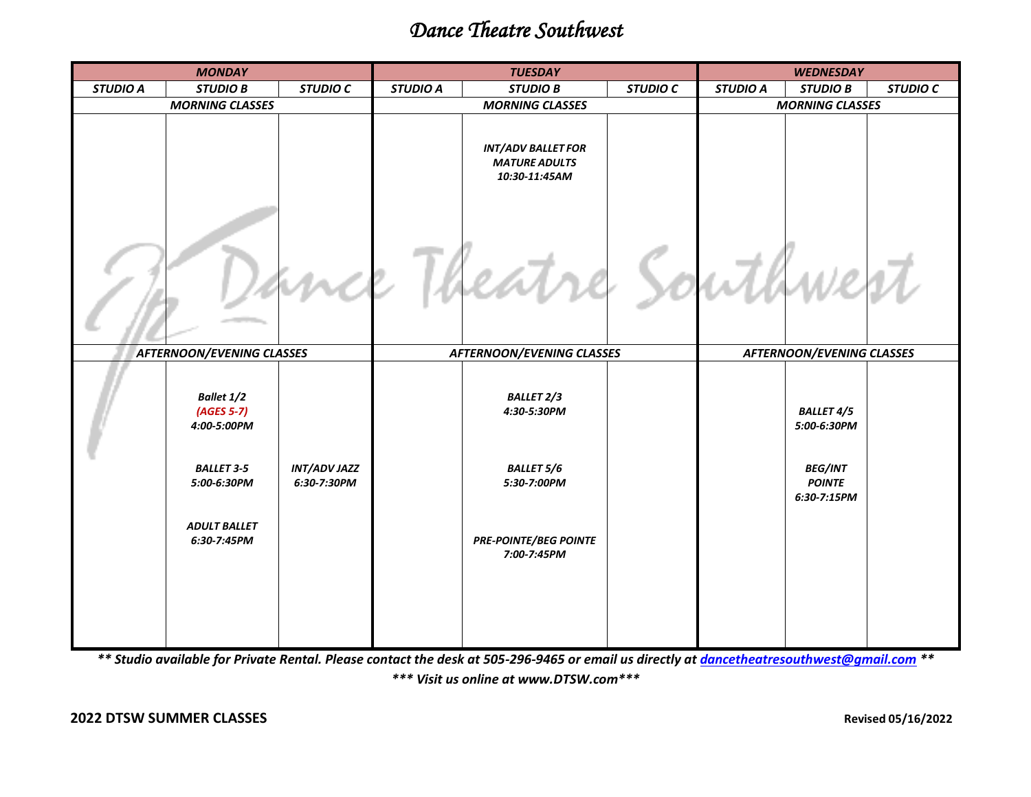# *Dance Theatre Southwest*

| ***MONDAY*** | | | ***TUESDAY*** | | | ***WEDNESDAY*** | | |
|---|---|---|---|---|---|---|---|---|
| ***STUDIO A*** | ***STUDIO B*** | ***STUDIO C*** | ***STUDIO A*** | ***STUDIO B*** | ***STUDIO C*** | ***STUDIO A*** | ***STUDIO B*** | ***STUDIO C*** |
| ***MORNING CLASSES*** | | | ***MORNING CLASSES*** | | | ***MORNING CLASSES*** | | |
| | | | | ***INT/ADV BALLET FOR MATURE ADULTS 10:30-11:45AM*** | | | | |
| ***AFTERNOON/EVENING CLASSES*** | | | ***AFTERNOON/EVENING CLASSES*** | | | ***AFTERNOON/EVENING CLASSES*** | | |
| | ***Ballet 1/2 (AGES 5-7) 4:00-5:00PM*** | | | ***BALLET 2/3 4:30-5:30PM*** | | | ***BALLET 4/5 5:00-6:30PM*** | |
| | ***BALLET 3-5 5:00-6:30PM*** | ***INT/ADV JAZZ 6:30-7:30PM*** | | ***BALLET 5/6 5:30-7:00PM*** | | | ***BEG/INT POINTE 6:30-7:15PM*** | |
| | ***ADULT BALLET 6:30-7:45PM*** | | | ***PRE-POINTE/BEG POINTE 7:00-7:45PM*** | | | | |

***** Studio available for Private Rental. Please contact the desk at 505-296-9465 or email us directly at dancetheatresouthwest@gmail.com *****

****** Visit us online at www.DTSW.com******

**2022 DTSW SUMMER CLASSES**

**Revised 05/16/2022**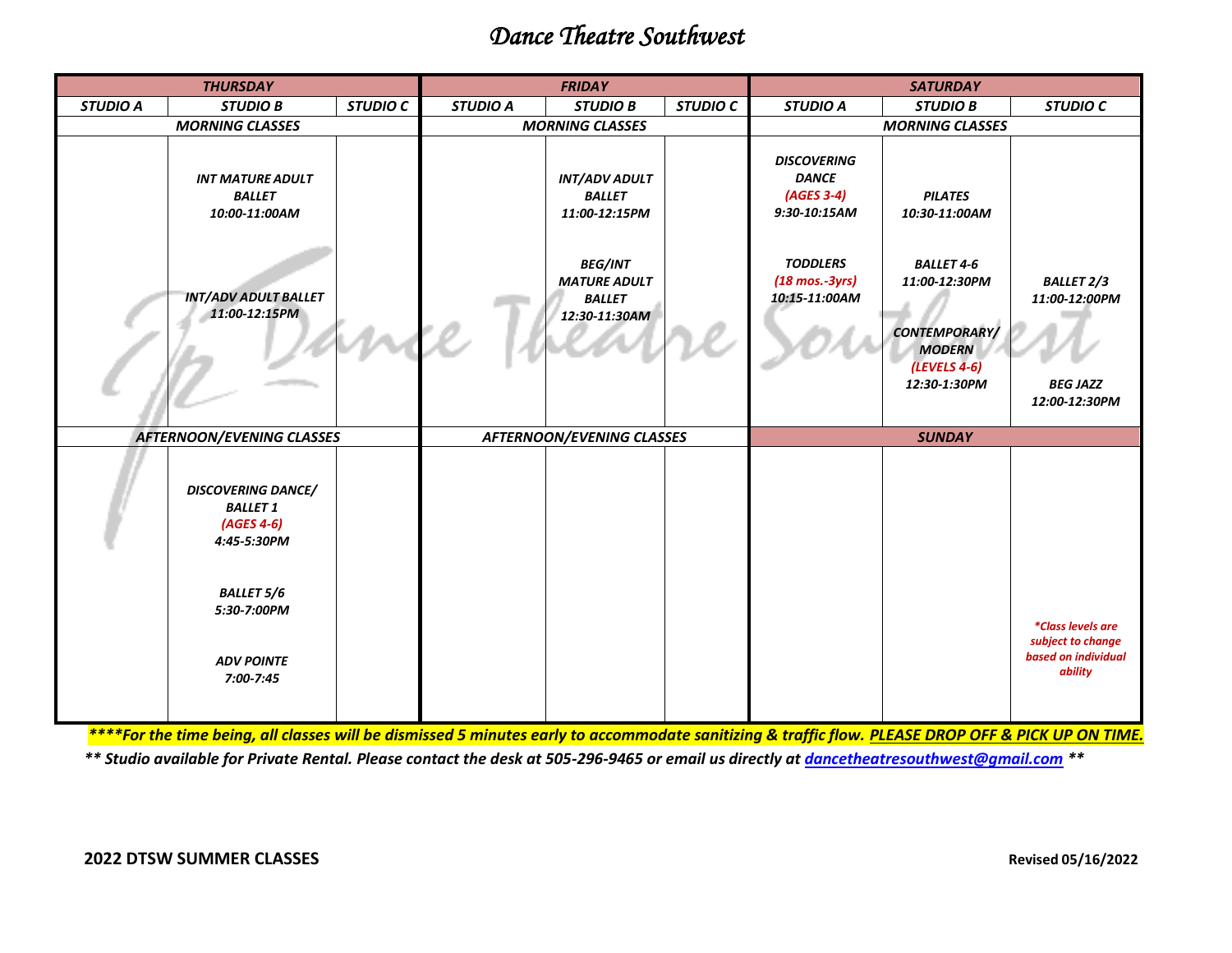# *Dance Theatre Southwest*

| THURSDAY | | | FRIDAY | | | SATURDAY | | |
|---|---|---|---|---|---|---|---|---|
| STUDIO A | STUDIO B | STUDIO C | STUDIO A | STUDIO B | STUDIO C | STUDIO A | STUDIO B | STUDIO C |
| MORNING CLASSES | | | MORNING CLASSES | | | MORNING CLASSES | | |
| | INT MATURE ADULT BALLET 10:00-11:00AM<br><br>INT/ADV ADULT BALLET 11:00-12:15PM | | | INT/ADV ADULT BALLET 11:00-12:15PM<br><br>BEG/INT MATURE ADULT BALLET 12:30-11:30AM | | DISCOVERING DANCE (AGES 3-4) 9:30-10:15AM<br><br>TODDLERS (18 mos.-3yrs) 10:15-11:00AM | PILATES 10:30-11:00AM<br><br>BALLET 4-6 11:00-12:30PM<br><br>CONTEMPORARY/ MODERN (LEVELS 4-6) 12:30-1:30PM | BALLET 2/3 11:00-12:00PM<br><br>BEG JAZZ 12:00-12:30PM |
| AFTERNOON/EVENING CLASSES | | | AFTERNOON/EVENING CLASSES | | | SUNDAY | | |
| | DISCOVERING DANCE/ BALLET 1 (AGES 4-6) 4:45-5:30PM<br><br>BALLET 5/6 5:30-7:00PM<br><br>ADV POINTE 7:00-7:45 | | | | | | | *Class levels are subject to change based on individual ability |

***\*\*\*\*For the time being, all classes will be dismissed 5 minutes early to accommodate sanitizing & traffic flow. PLEASE DROP OFF & PICK UP ON TIME.***

***\*\* Studio available for Private Rental. Please contact the desk at 505-296-9465 or email us directly at dancetheatresouthwest@gmail.com \*\****

**2022 DTSW SUMMER CLASSES**

**Revised 05/16/2022**